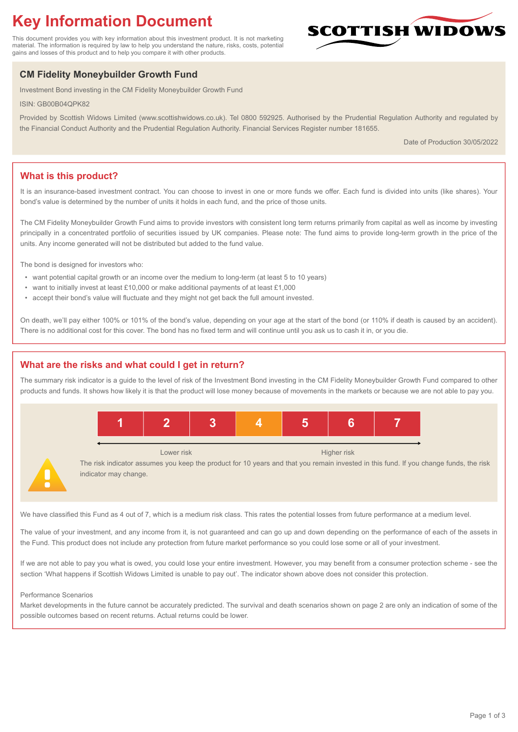# Key Information Document

This document provides you with key information about this investment product. It is not marketing material. The information is required by law to help you understand the nature, risks, costs, potential gains and losses of this product and to help you compare it with other products.

SCOTTISH WIDOWS

## CM Fidelity Moneybuilder Growth Fund

Investment Bond investing in the CM Fidelity Moneybuilder Growth Fund

ISIN: GB00B04QPK82

Provided by Scottish Widows Limited (www.scottishwidows.co.uk). Tel 0800 592925. Authorised by the Prudential Regulation Authority and regulated by the Financial Conduct Authority and the Prudential Regulation Authority. Financial Services Register number 181655.

Date of Production 30/05/2022

## What is this product?

It is an insurance-based investment contract. You can choose to invest in one or more funds we offer. Each fund is divided into units (like shares). Your bond's value is determined by the number of units it holds in each fund, and the price of those units.

The CM Fidelity Moneybuilder Growth Fund aims to provide investors with consistent long term returns primarily from capital as well as income by investing principally in a concentrated portfolio of securities issued by UK companies. Please note: The fund aims to provide long-term growth in the price of the units. Any income generated will not be distributed but added to the fund value.

The bond is designed for investors who:

- want potential capital growth or an income over the medium to long-term (at least 5 to 10 years)
- want to initially invest at least £10,000 or make additional payments of at least £1,000
- accept their bond's value will fluctuate and they might not get back the full amount invested.

On death, we'll pay either 100% or 101% of the bond's value, depending on your age at the start of the bond (or 110% if death is caused by an accident). There is no additional cost for this cover. The bond has no fixed term and will continue until you ask us to cash it in, or you die.

## What are the risks and what could I get in return?

The summary risk indicator is a guide to the level of risk of the Investment Bond investing in the CM Fidelity Moneybuilder Growth Fund compared to other products and funds. It shows how likely it is that the product will lose money because of movements in the markets or because we are not able to pay you.

| 1 | 2 | 3 | **4** | 5 | 6 | 7 |
|---|---|---|---|---|---|---|

Lower risk ← → Higher risk

The risk indicator assumes you keep the product for 10 years and that you remain invested in this fund. If you change funds, the risk indicator may change.

We have classified this Fund as 4 out of 7, which is a medium risk class. This rates the potential losses from future performance at a medium level.

The value of your investment, and any income from it, is not guaranteed and can go up and down depending on the performance of each of the assets in the Fund. This product does not include any protection from future market performance so you could lose some or all of your investment.

If we are not able to pay you what is owed, you could lose your entire investment. However, you may benefit from a consumer protection scheme - see the section 'What happens if Scottish Widows Limited is unable to pay out'. The indicator shown above does not consider this protection.

Performance Scenarios

Market developments in the future cannot be accurately predicted. The survival and death scenarios shown on page 2 are only an indication of some of the possible outcomes based on recent returns. Actual returns could be lower.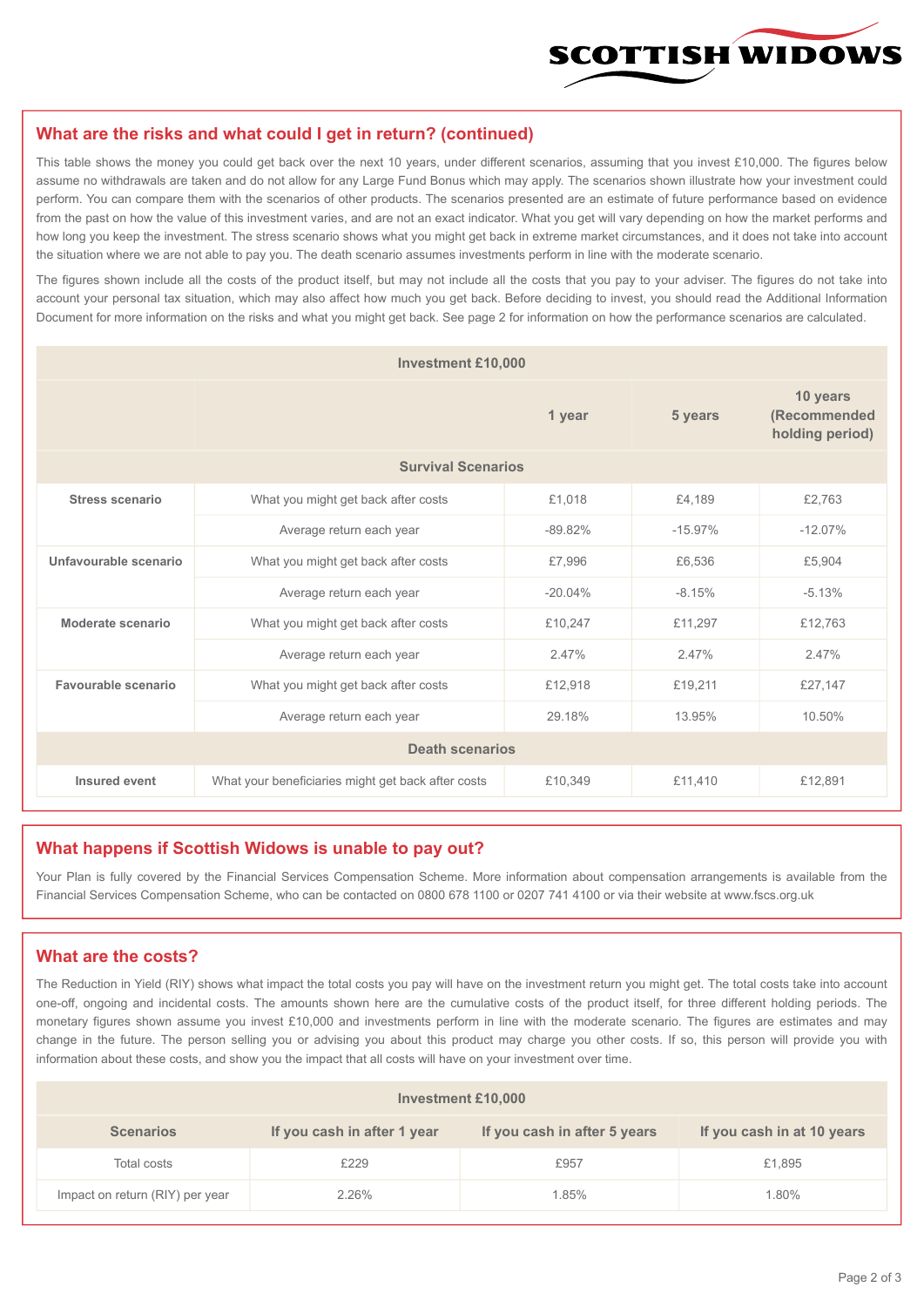## What are the risks and what could I get in return? (continued)

This table shows the money you could get back over the next 10 years, under different scenarios, assuming that you invest £10,000. The figures below assume no withdrawals are taken and do not allow for any Large Fund Bonus which may apply. The scenarios shown illustrate how your investment could perform. You can compare them with the scenarios of other products. The scenarios presented are an estimate of future performance based on evidence from the past on how the value of this investment varies, and are not an exact indicator. What you get will vary depending on how the market performs and how long you keep the investment. The stress scenario shows what you might get back in extreme market circumstances, and it does not take into account the situation where we are not able to pay you. The death scenario assumes investments perform in line with the moderate scenario.

The figures shown include all the costs of the product itself, but may not include all the costs that you pay to your adviser. The figures do not take into account your personal tax situation, which may also affect how much you get back. Before deciding to invest, you should read the Additional Information Document for more information on the risks and what you might get back. See page 2 for information on how the performance scenarios are calculated.

| Investment £10,000 | | | | |
|---|---|---|---|---|
| | | 1 year | 5 years | 10 years (Recommended holding period) |
| **Survival Scenarios** | | | | |
| **Stress scenario** | What you might get back after costs | £1,018 | £4,189 | £2,763 |
| | Average return each year | -89.82% | -15.97% | -12.07% |
| **Unfavourable scenario** | What you might get back after costs | £7,996 | £6,536 | £5,904 |
| | Average return each year | -20.04% | -8.15% | -5.13% |
| **Moderate scenario** | What you might get back after costs | £10,247 | £11,297 | £12,763 |
| | Average return each year | 2.47% | 2.47% | 2.47% |
| **Favourable scenario** | What you might get back after costs | £12,918 | £19,211 | £27,147 |
| | Average return each year | 29.18% | 13.95% | 10.50% |
| **Death scenarios** | | | | |
| **Insured event** | What your beneficiaries might get back after costs | £10,349 | £11,410 | £12,891 |

## What happens if Scottish Widows is unable to pay out?

Your Plan is fully covered by the Financial Services Compensation Scheme. More information about compensation arrangements is available from the Financial Services Compensation Scheme, who can be contacted on 0800 678 1100 or 0207 741 4100 or via their website at www.fscs.org.uk

## What are the costs?

The Reduction in Yield (RIY) shows what impact the total costs you pay will have on the investment return you might get. The total costs take into account one-off, ongoing and incidental costs. The amounts shown here are the cumulative costs of the product itself, for three different holding periods. The monetary figures shown assume you invest £10,000 and investments perform in line with the moderate scenario. The figures are estimates and may change in the future. The person selling you or advising you about this product may charge you other costs. If so, this person will provide you with information about these costs, and show you the impact that all costs will have on your investment over time.

| Investment £10,000 | | | |
|---|---|---|---|
| **Scenarios** | **If you cash in after 1 year** | **If you cash in after 5 years** | **If you cash in at 10 years** |
| Total costs | £229 | £957 | £1,895 |
| Impact on return (RIY) per year | 2.26% | 1.85% | 1.80% |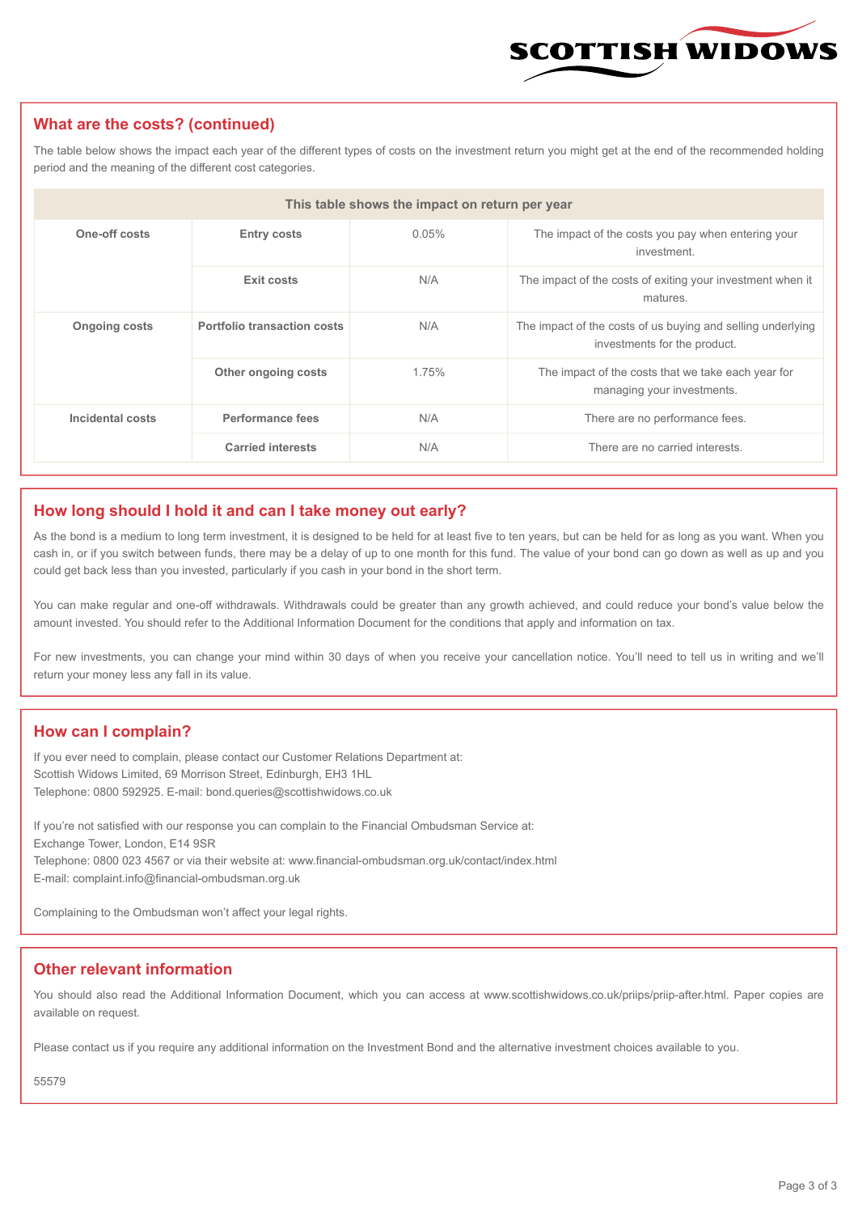## What are the costs? (continued)

The table below shows the impact each year of the different types of costs on the investment return you might get at the end of the recommended holding period and the meaning of the different cost categories.

| This table shows the impact on return per year | | | |
|---|---|---|---|
| **One-off costs** | **Entry costs** | 0.05% | The impact of the costs you pay when entering your investment. |
| | **Exit costs** | N/A | The impact of the costs of exiting your investment when it matures. |
| **Ongoing costs** | **Portfolio transaction costs** | N/A | The impact of the costs of us buying and selling underlying investments for the product. |
| | **Other ongoing costs** | 1.75% | The impact of the costs that we take each year for managing your investments. |
| **Incidental costs** | **Performance fees** | N/A | There are no performance fees. |
| | **Carried interests** | N/A | There are no carried interests. |

## How long should I hold it and can I take money out early?

As the bond is a medium to long term investment, it is designed to be held for at least five to ten years, but can be held for as long as you want. When you cash in, or if you switch between funds, there may be a delay of up to one month for this fund. The value of your bond can go down as well as up and you could get back less than you invested, particularly if you cash in your bond in the short term.

You can make regular and one-off withdrawals. Withdrawals could be greater than any growth achieved, and could reduce your bond's value below the amount invested. You should refer to the Additional Information Document for the conditions that apply and information on tax.

For new investments, you can change your mind within 30 days of when you receive your cancellation notice. You'll need to tell us in writing and we'll return your money less any fall in its value.

## How can I complain?

If you ever need to complain, please contact our Customer Relations Department at:
Scottish Widows Limited, 69 Morrison Street, Edinburgh, EH3 1HL
Telephone: 0800 592925. E-mail: bond.queries@scottishwidows.co.uk

If you're not satisfied with our response you can complain to the Financial Ombudsman Service at:
Exchange Tower, London, E14 9SR
Telephone: 0800 023 4567 or via their website at: www.financial-ombudsman.org.uk/contact/index.html
E-mail: complaint.info@financial-ombudsman.org.uk

Complaining to the Ombudsman won't affect your legal rights.

## Other relevant information

You should also read the Additional Information Document, which you can access at www.scottishwidows.co.uk/priips/priip-after.html. Paper copies are available on request.

Please contact us if you require any additional information on the Investment Bond and the alternative investment choices available to you.

55579